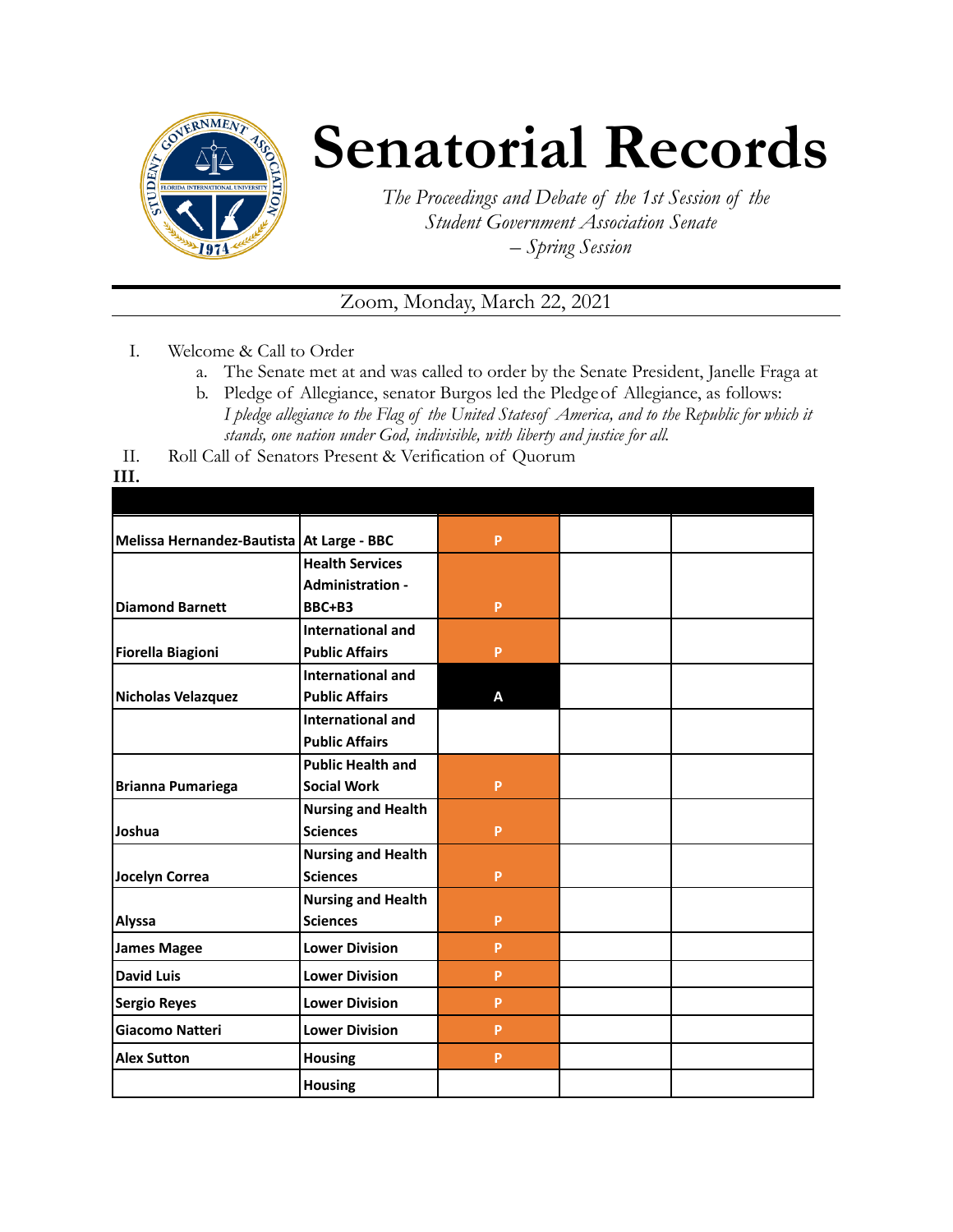# Senatorial Records

*The Proceedings and Debate of the 1st Session of the Student Government Association Senate – Spring Session*

Zoom, Monday, March 22, 2021

I. Welcome & Call to Order
   a. The Senate met at and was called to order by the Senate President, Janelle Fraga at
   b. Pledge of Allegiance, senator Burgos led the Pledge of Allegiance, as follows: *I pledge allegiance to the Flag of the United States of America, and to the Republic for which it stands, one nation under God, indivisible, with liberty and justice for all.*

II. Roll Call of Senators Present & Verification of Quorum

**III.**

| | | | | |
|---|---|---|---|---|
| **Melissa Hernandez-Bautista** | **At Large - BBC** | **P** | | |
| **Diamond Barnett** | **Health Services Administration - BBC+B3** | **P** | | |
| **Fiorella Biagioni** | **International and Public Affairs** | **P** | | |
| **Nicholas Velazquez** | **International and Public Affairs** | **A** | | |
| | **International and Public Affairs** | | | |
| **Brianna Pumariega** | **Public Health and Social Work** | **P** | | |
| **Joshua** | **Nursing and Health Sciences** | **P** | | |
| **Jocelyn Correa** | **Nursing and Health Sciences** | **P** | | |
| **Alyssa** | **Nursing and Health Sciences** | **P** | | |
| **James Magee** | **Lower Division** | **P** | | |
| **David Luis** | **Lower Division** | **P** | | |
| **Sergio Reyes** | **Lower Division** | **P** | | |
| **Giacomo Natteri** | **Lower Division** | **P** | | |
| **Alex Sutton** | **Housing** | **P** | | |
| | **Housing** | | | |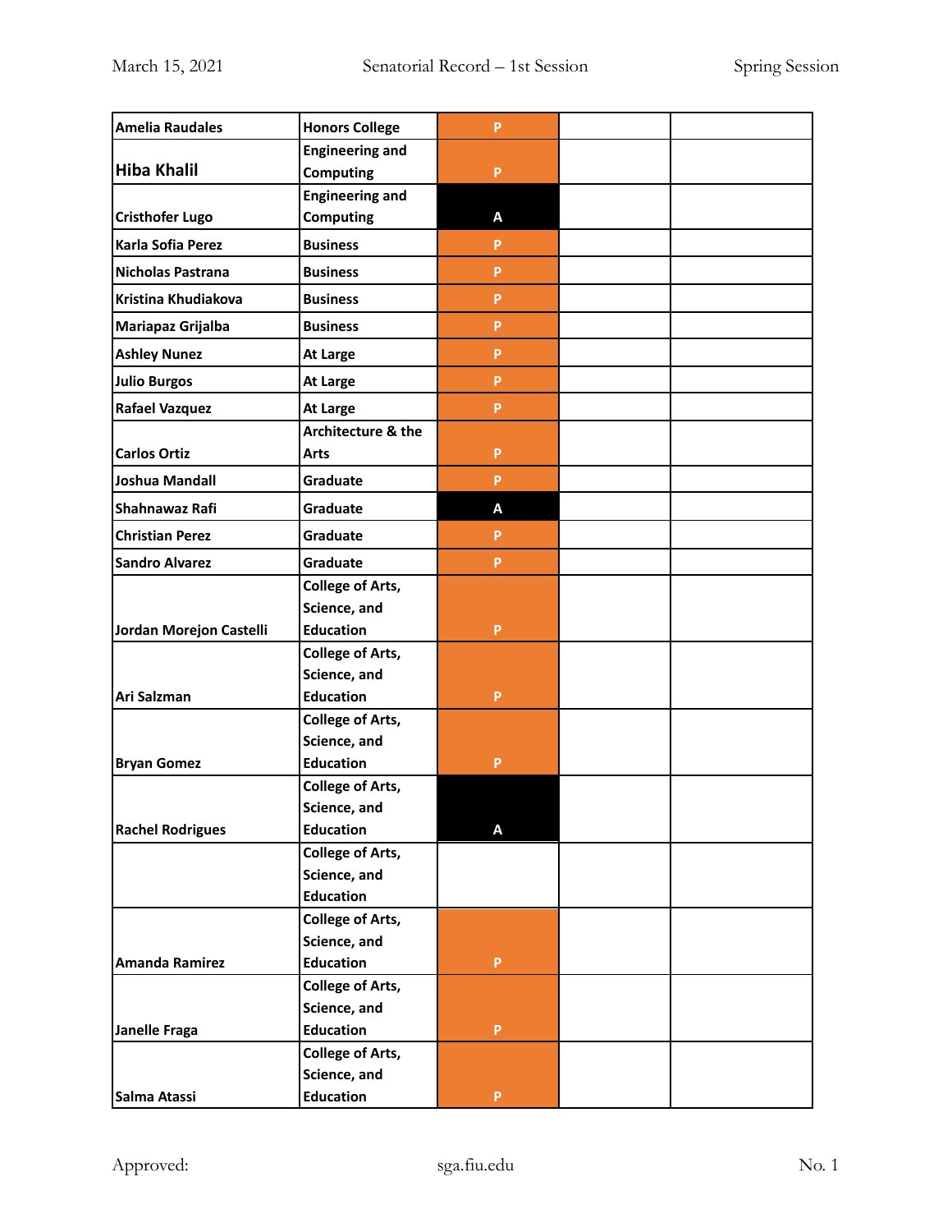| | | | | |
|---|---|---|---|---|
| Amelia Raudales | Honors College | P | | |
| Hiba Khalil | Engineering and Computing | P | | |
| Cristhofer Lugo | Engineering and Computing | A | | |
| Karla Sofia Perez | Business | P | | |
| Nicholas Pastrana | Business | P | | |
| Kristina Khudiakova | Business | P | | |
| Mariapaz Grijalba | Business | P | | |
| Ashley Nunez | At Large | P | | |
| Julio Burgos | At Large | P | | |
| Rafael Vazquez | At Large | P | | |
| Carlos Ortiz | Architecture & the Arts | P | | |
| Joshua Mandall | Graduate | P | | |
| Shahnawaz Rafi | Graduate | A | | |
| Christian Perez | Graduate | P | | |
| Sandro Alvarez | Graduate | P | | |
| Jordan Morejon Castelli | College of Arts, Science, and Education | P | | |
| Ari Salzman | College of Arts, Science, and Education | P | | |
| Bryan Gomez | College of Arts, Science, and Education | P | | |
| Rachel Rodrigues | College of Arts, Science, and Education | A | | |
| | College of Arts, Science, and Education | | | |
| Amanda Ramirez | College of Arts, Science, and Education | P | | |
| Janelle Fraga | College of Arts, Science, and Education | P | | |
| Salma Atassi | College of Arts, Science, and Education | P | | |

Approved: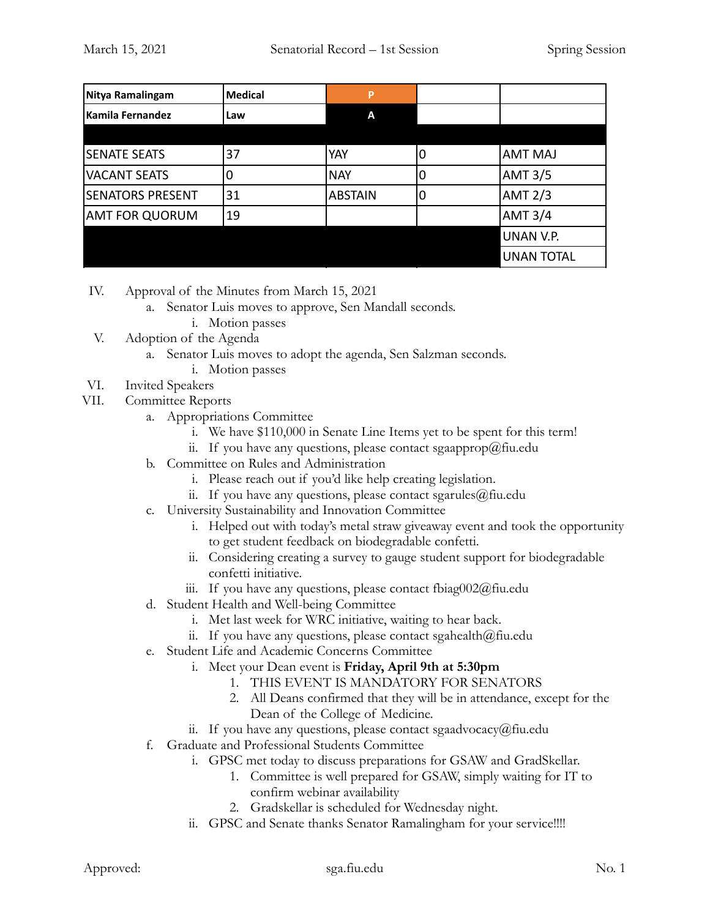| Nitya Ramalingam | Medical | P | | |
|---|---|---|---|---|
| Kamila Fernandez | Law | A | | |
| | | | | |
| SENATE SEATS | 37 | YAY | 0 | AMT MAJ |
| VACANT SEATS | 0 | NAY | 0 | AMT 3/5 |
| SENATORS PRESENT | 31 | ABSTAIN | 0 | AMT 2/3 |
| AMT FOR QUORUM | 19 | | | AMT 3/4 |
| | | | | UNAN V.P. |
| | | | | UNAN TOTAL |

IV. Approval of the Minutes from March 15, 2021
   a. Senator Luis moves to approve, Sen Mandall seconds.
      i. Motion passes

V. Adoption of the Agenda
   a. Senator Luis moves to adopt the agenda, Sen Salzman seconds.
      i. Motion passes

VI. Invited Speakers

VII. Committee Reports
   a. Appropriations Committee
      i. We have $110,000 in Senate Line Items yet to be spent for this term!
      ii. If you have any questions, please contact sgaapprop@fiu.edu
   b. Committee on Rules and Administration
      i. Please reach out if you'd like help creating legislation.
      ii. If you have any questions, please contact sgarules@fiu.edu
   c. University Sustainability and Innovation Committee
      i. Helped out with today's metal straw giveaway event and took the opportunity to get student feedback on biodegradable confetti.
      ii. Considering creating a survey to gauge student support for biodegradable confetti initiative.
      iii. If you have any questions, please contact fbiag002@fiu.edu
   d. Student Health and Well-being Committee
      i. Met last week for WRC initiative, waiting to hear back.
      ii. If you have any questions, please contact sgahealth@fiu.edu
   e. Student Life and Academic Concerns Committee
      i. Meet your Dean event is **Friday, April 9th at 5:30pm**
         1. THIS EVENT IS MANDATORY FOR SENATORS
         2. All Deans confirmed that they will be in attendance, except for the Dean of the College of Medicine.
      ii. If you have any questions, please contact sgaadvocacy@fiu.edu
   f. Graduate and Professional Students Committee
      i. GPSC met today to discuss preparations for GSAW and GradSkellar.
         1. Committee is well prepared for GSAW, simply waiting for IT to confirm webinar availability
         2. Gradskellar is scheduled for Wednesday night.
      ii. GPSC and Senate thanks Senator Ramalingham for your service!!!!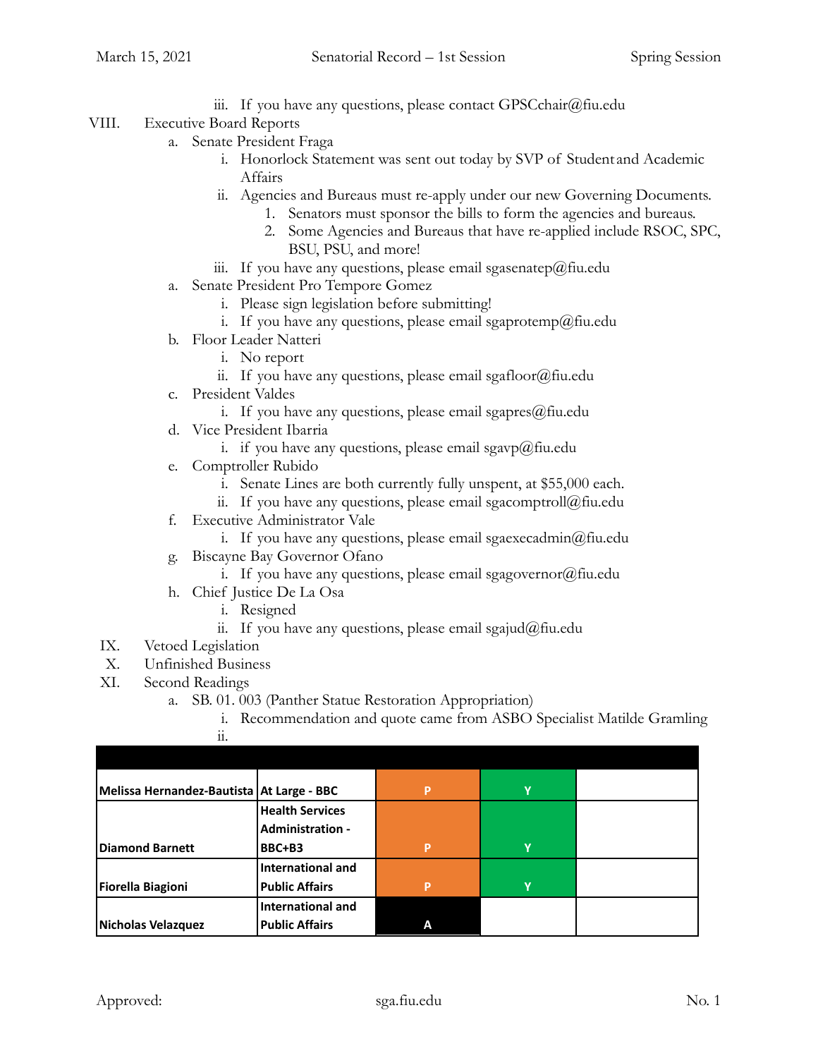iii. If you have any questions, please contact GPSCchair@fiu.edu

VIII. Executive Board Reports

a. Senate President Fraga
   i. Honorlock Statement was sent out today by SVP of Student and Academic Affairs
   ii. Agencies and Bureaus must re-apply under our new Governing Documents.
      1. Senators must sponsor the bills to form the agencies and bureaus.
      2. Some Agencies and Bureaus that have re-applied include RSOC, SPC, BSU, PSU, and more!
   iii. If you have any questions, please email sgasenatep@fiu.edu

a. Senate President Pro Tempore Gomez
   i. Please sign legislation before submitting!
   i. If you have any questions, please email sgaprotemp@fiu.edu

b. Floor Leader Natteri
   i. No report
   ii. If you have any questions, please email sgafloor@fiu.edu

c. President Valdes
   i. If you have any questions, please email sgapres@fiu.edu

d. Vice President Ibarria
   i. if you have any questions, please email sgavp@fiu.edu

e. Comptroller Rubido
   i. Senate Lines are both currently fully unspent, at $55,000 each.
   ii. If you have any questions, please email sgacomptroll@fiu.edu

f. Executive Administrator Vale
   i. If you have any questions, please email sgaexecadmin@fiu.edu

g. Biscayne Bay Governor Ofano
   i. If you have any questions, please email sgagovernor@fiu.edu

h. Chief Justice De La Osa
   i. Resigned
   ii. If you have any questions, please email sgajud@fiu.edu

IX. Vetoed Legislation

X. Unfinished Business

XI. Second Readings

a. SB. 01. 003 (Panther Statue Restoration Appropriation)
   i. Recommendation and quote came from ASBO Specialist Matilde Gramling
   ii.

| | | | | |
|---|---|---|---|---|
| Melissa Hernandez-Bautista | At Large - BBC | P | Y | |
| Diamond Barnett | Health Services Administration - BBC+B3 | P | Y | |
| Fiorella Biagioni | International and Public Affairs | P | Y | |
| Nicholas Velazquez | International and Public Affairs | A | | |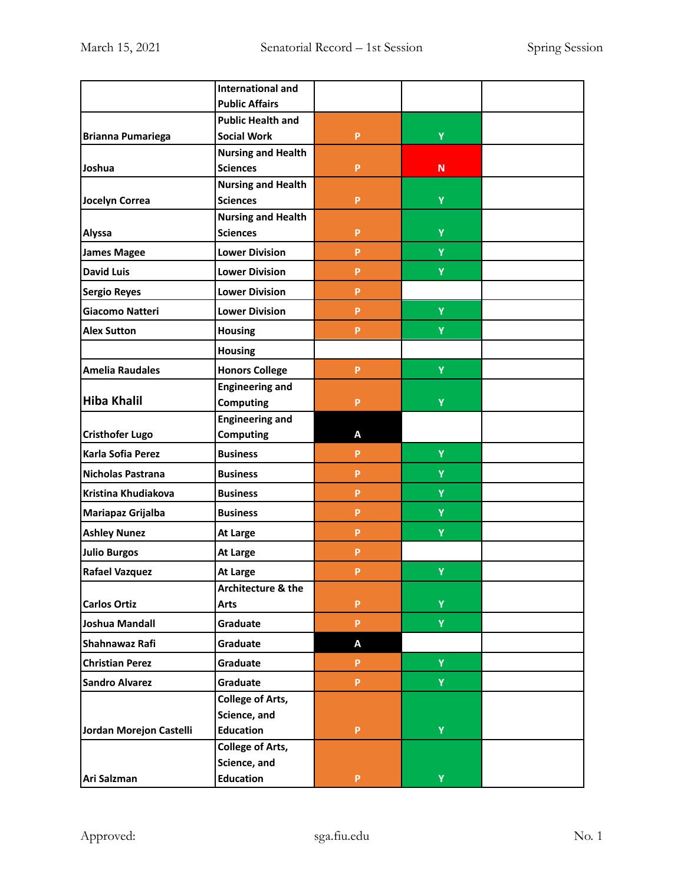| | International and Public Affairs | | | |
|---|---|---|---|---|
| Brianna Pumariega | Public Health and Social Work | P | Y | |
| Joshua | Nursing and Health Sciences | P | N | |
| Jocelyn Correa | Nursing and Health Sciences | P | Y | |
| Alyssa | Nursing and Health Sciences | P | Y | |
| James Magee | Lower Division | P | Y | |
| David Luis | Lower Division | P | Y | |
| Sergio Reyes | Lower Division | P | | |
| Giacomo Natteri | Lower Division | P | Y | |
| Alex Sutton | Housing | P | Y | |
| | Housing | | | |
| Amelia Raudales | Honors College | P | Y | |
| Hiba Khalil | Engineering and Computing | P | Y | |
| Cristhofer Lugo | Engineering and Computing | A | | |
| Karla Sofia Perez | Business | P | Y | |
| Nicholas Pastrana | Business | P | Y | |
| Kristina Khudiakova | Business | P | Y | |
| Mariapaz Grijalba | Business | P | Y | |
| Ashley Nunez | At Large | P | Y | |
| Julio Burgos | At Large | P | | |
| Rafael Vazquez | At Large | P | Y | |
| Carlos Ortiz | Architecture & the Arts | P | Y | |
| Joshua Mandall | Graduate | P | Y | |
| Shahnawaz Rafi | Graduate | A | | |
| Christian Perez | Graduate | P | Y | |
| Sandro Alvarez | Graduate | P | Y | |
| Jordan Morejon Castelli | College of Arts, Science, and Education | P | Y | |
| Ari Salzman | College of Arts, Science, and Education | P | Y | |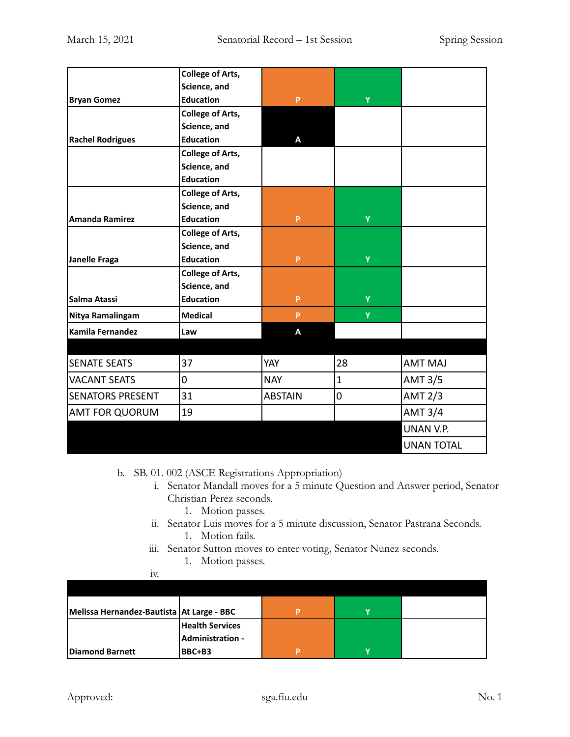| | | | | |
|---|---|---|---|---|
| Bryan Gomez | College of Arts, Science, and Education | P | Y | |
| Rachel Rodrigues | College of Arts, Science, and Education | A | | |
| | College of Arts, Science, and Education | | | |
| Amanda Ramirez | College of Arts, Science, and Education | P | Y | |
| Janelle Fraga | College of Arts, Science, and Education | P | Y | |
| Salma Atassi | College of Arts, Science, and Education | P | Y | |
| Nitya Ramalingam | Medical | P | Y | |
| Kamila Fernandez | Law | A | | |
| | | | | |
| SENATE SEATS | 37 | YAY | 28 | AMT MAJ |
| VACANT SEATS | 0 | NAY | 1 | AMT 3/5 |
| SENATORS PRESENT | 31 | ABSTAIN | 0 | AMT 2/3 |
| AMT FOR QUORUM | 19 | | | AMT 3/4 |
| | | | | UNAN V.P. |
| | | | | UNAN TOTAL |

b. SB. 01. 002 (ASCE Registrations Appropriation)
   i. Senator Mandall moves for a 5 minute Question and Answer period, Senator Christian Perez seconds.
      1. Motion passes.
   ii. Senator Luis moves for a 5 minute discussion, Senator Pastrana Seconds.
      1. Motion fails.
   iii. Senator Sutton moves to enter voting, Senator Nunez seconds.
      1. Motion passes.
   iv.

| | | | | |
|---|---|---|---|---|
| Melissa Hernandez-Bautista | At Large - BBC | P | Y | |
| Diamond Barnett | Health Services Administration - BBC+B3 | P | Y | |

Approved: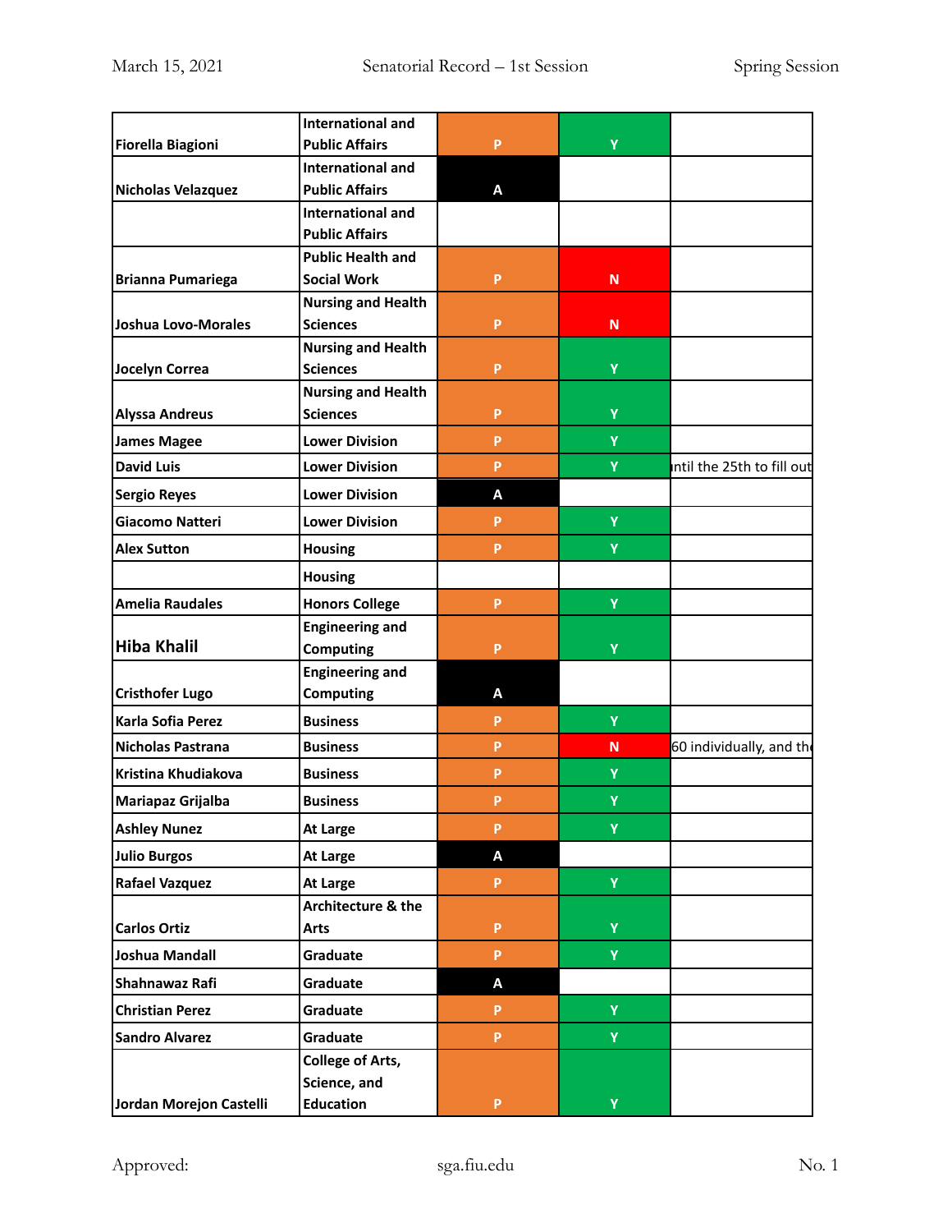| | | | | |
|---|---|---|---|---|
| Fiorella Biagioni | International and Public Affairs | P | Y | |
| Nicholas Velazquez | International and Public Affairs | A | | |
| | International and Public Affairs | | | |
| Brianna Pumariega | Public Health and Social Work | P | N | |
| Joshua Lovo-Morales | Nursing and Health Sciences | P | N | |
| Jocelyn Correa | Nursing and Health Sciences | P | Y | |
| Alyssa Andreus | Nursing and Health Sciences | P | Y | |
| James Magee | Lower Division | P | Y | |
| David Luis | Lower Division | P | Y | ntil the 25th to fill out |
| Sergio Reyes | Lower Division | A | | |
| Giacomo Natteri | Lower Division | P | Y | |
| Alex Sutton | Housing | P | Y | |
| | Housing | | | |
| Amelia Raudales | Honors College | P | Y | |
| Hiba Khalil | Engineering and Computing | P | Y | |
| Cristhofer Lugo | Engineering and Computing | A | | |
| Karla Sofia Perez | Business | P | Y | |
| Nicholas Pastrana | Business | P | N | 60 individually, and th |
| Kristina Khudiakova | Business | P | Y | |
| Mariapaz Grijalba | Business | P | Y | |
| Ashley Nunez | At Large | P | Y | |
| Julio Burgos | At Large | A | | |
| Rafael Vazquez | At Large | P | Y | |
| Carlos Ortiz | Architecture & the Arts | P | Y | |
| Joshua Mandall | Graduate | P | Y | |
| Shahnawaz Rafi | Graduate | A | | |
| Christian Perez | Graduate | P | Y | |
| Sandro Alvarez | Graduate | P | Y | |
| Jordan Morejon Castelli | College of Arts, Science, and Education | P | Y | |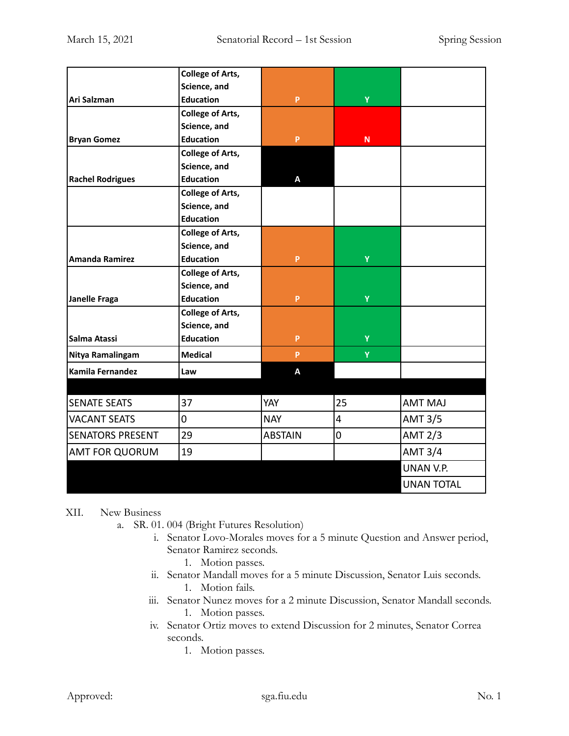| Ari Salzman | College of Arts, Science, and Education | P | Y | |
|---|---|---|---|---|
| Bryan Gomez | College of Arts, Science, and Education | P | N | |
| Rachel Rodrigues | College of Arts, Science, and Education | A | | |
| | College of Arts, Science, and Education | | | |
| Amanda Ramirez | College of Arts, Science, and Education | P | Y | |
| Janelle Fraga | College of Arts, Science, and Education | P | Y | |
| Salma Atassi | College of Arts, Science, and Education | P | Y | |
| Nitya Ramalingam | Medical | P | Y | |
| Kamila Fernandez | Law | A | | |
| | | | | |
| SENATE SEATS | 37 | YAY | 25 | AMT MAJ |
| VACANT SEATS | 0 | NAY | 4 | AMT 3/5 |
| SENATORS PRESENT | 29 | ABSTAIN | 0 | AMT 2/3 |
| AMT FOR QUORUM | 19 | | | AMT 3/4 |
| | | | | UNAN V.P. |
| | | | | UNAN TOTAL |

XII. New Business

a. SR. 01. 004 (Bright Futures Resolution)

i. Senator Lovo-Morales moves for a 5 minute Question and Answer period, Senator Ramirez seconds.

1. Motion passes.

ii. Senator Mandall moves for a 5 minute Discussion, Senator Luis seconds.

1. Motion fails.

iii. Senator Nunez moves for a 2 minute Discussion, Senator Mandall seconds.

1. Motion passes.

iv. Senator Ortiz moves to extend Discussion for 2 minutes, Senator Correa seconds.

1. Motion passes.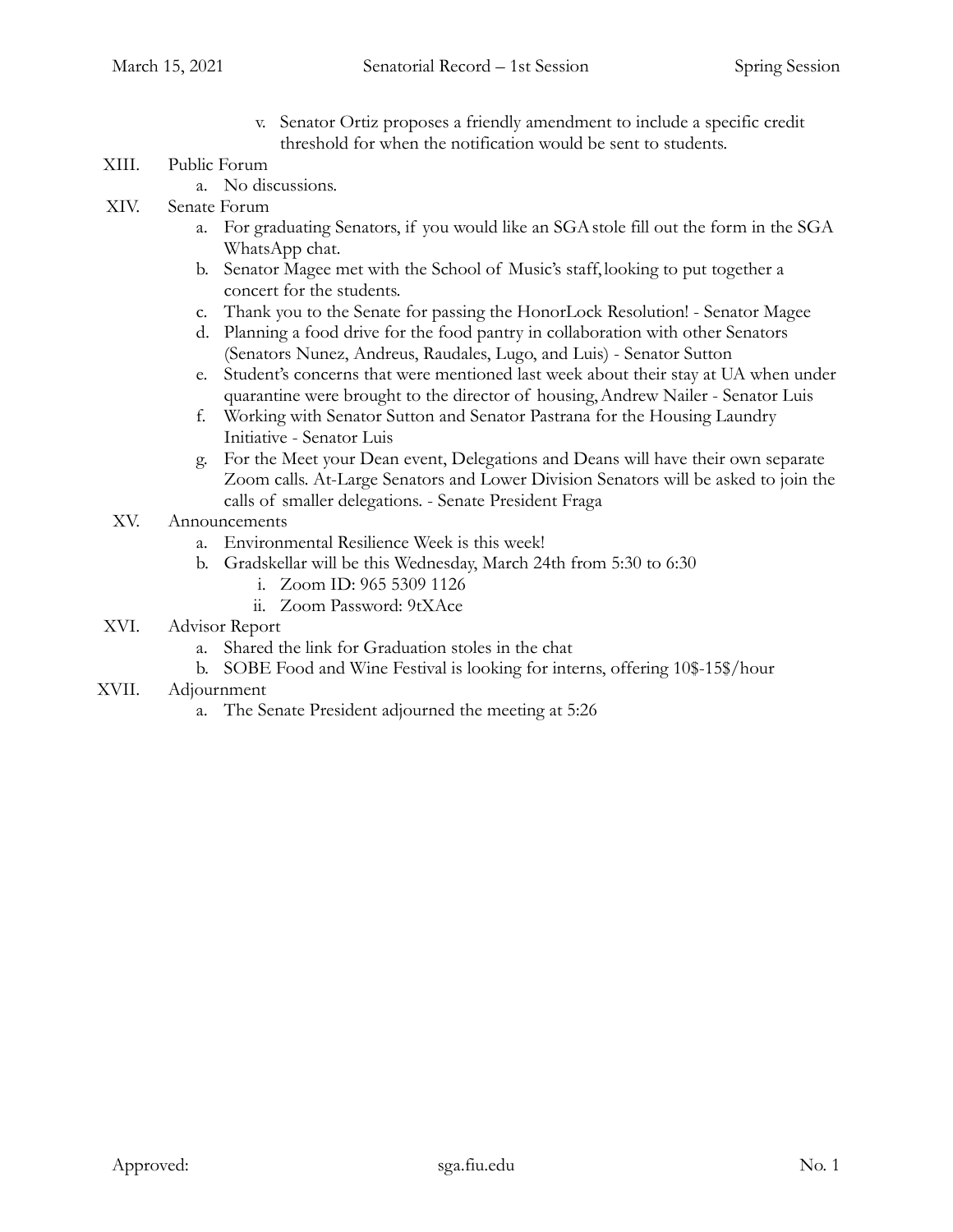v. Senator Ortiz proposes a friendly amendment to include a specific credit threshold for when the notification would be sent to students.

XIII. Public Forum

a. No discussions.

XIV. Senate Forum

a. For graduating Senators, if you would like an SGA stole fill out the form in the SGA WhatsApp chat.

b. Senator Magee met with the School of Music's staff, looking to put together a concert for the students.

c. Thank you to the Senate for passing the HonorLock Resolution! - Senator Magee

d. Planning a food drive for the food pantry in collaboration with other Senators (Senators Nunez, Andreus, Raudales, Lugo, and Luis) - Senator Sutton

e. Student's concerns that were mentioned last week about their stay at UA when under quarantine were brought to the director of housing, Andrew Nailer - Senator Luis

f. Working with Senator Sutton and Senator Pastrana for the Housing Laundry Initiative - Senator Luis

g. For the Meet your Dean event, Delegations and Deans will have their own separate Zoom calls. At-Large Senators and Lower Division Senators will be asked to join the calls of smaller delegations. - Senate President Fraga

XV. Announcements

a. Environmental Resilience Week is this week!

b. Gradskellar will be this Wednesday, March 24th from 5:30 to 6:30

i. Zoom ID: 965 5309 1126

ii. Zoom Password: 9tXAce

XVI. Advisor Report

a. Shared the link for Graduation stoles in the chat

b. SOBE Food and Wine Festival is looking for interns, offering 10$-15$/hour

XVII. Adjournment

a. The Senate President adjourned the meeting at 5:26

Approved: